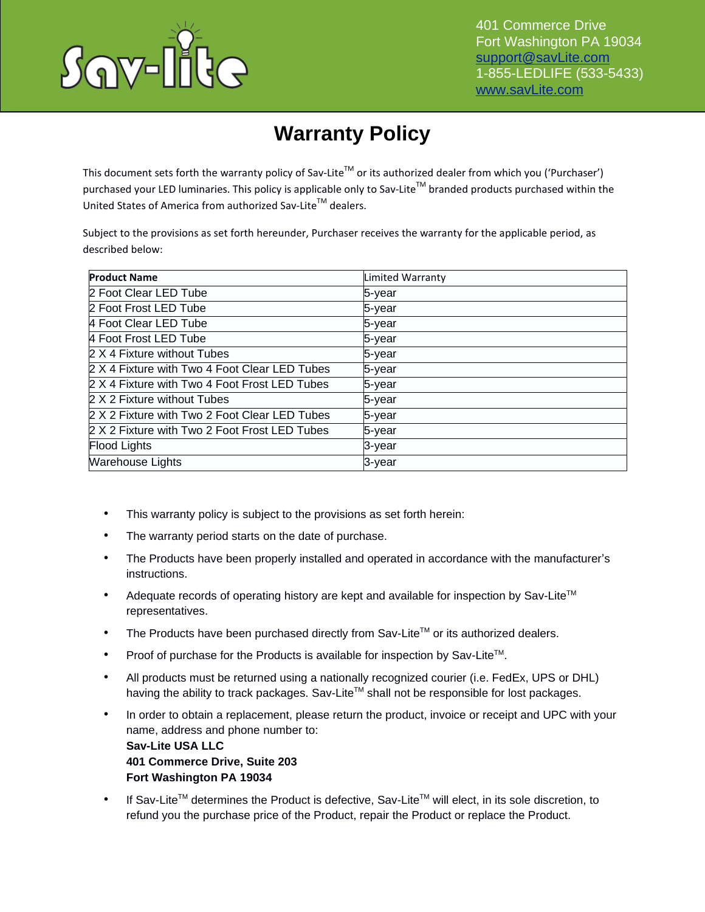Sav-lite

401 Commerce Drive
Fort Washington PA 19034
support@savLite.com
1-855-LEDLIFE (533-5433)
www.savLite.com

# Warranty Policy

This document sets forth the warranty policy of Sav-Lite™ or its authorized dealer from which you ('Purchaser') purchased your LED luminaries. This policy is applicable only to Sav-Lite™ branded products purchased within the United States of America from authorized Sav-Lite™ dealers.

Subject to the provisions as set forth hereunder, Purchaser receives the warranty for the applicable period, as described below:

| **Product Name** | Limited Warranty |
|---|---|
| 2 Foot Clear LED Tube | 5-year |
| 2 Foot Frost LED Tube | 5-year |
| 4 Foot Clear LED Tube | 5-year |
| 4 Foot Frost LED Tube | 5-year |
| 2 X 4 Fixture without Tubes | 5-year |
| 2 X 4 Fixture with Two 4 Foot Clear LED Tubes | 5-year |
| 2 X 4 Fixture with Two 4 Foot Frost LED Tubes | 5-year |
| 2 X 2 Fixture without Tubes | 5-year |
| 2 X 2 Fixture with Two 2 Foot Clear LED Tubes | 5-year |
| 2 X 2 Fixture with Two 2 Foot Frost LED Tubes | 5-year |
| Flood Lights | 3-year |
| Warehouse Lights | 3-year |

- This warranty policy is subject to the provisions as set forth herein:
- The warranty period starts on the date of purchase.
- The Products have been properly installed and operated in accordance with the manufacturer's instructions.
- Adequate records of operating history are kept and available for inspection by Sav-Lite™ representatives.
- The Products have been purchased directly from Sav-Lite™ or its authorized dealers.
- Proof of purchase for the Products is available for inspection by Sav-Lite™.
- All products must be returned using a nationally recognized courier (i.e. FedEx, UPS or DHL) having the ability to track packages. Sav-Lite™ shall not be responsible for lost packages.
- In order to obtain a replacement, please return the product, invoice or receipt and UPC with your name, address and phone number to:
  **Sav-Lite USA LLC**
  **401 Commerce Drive, Suite 203**
  **Fort Washington PA 19034**
- If Sav-Lite™ determines the Product is defective, Sav-Lite™ will elect, in its sole discretion, to refund you the purchase price of the Product, repair the Product or replace the Product.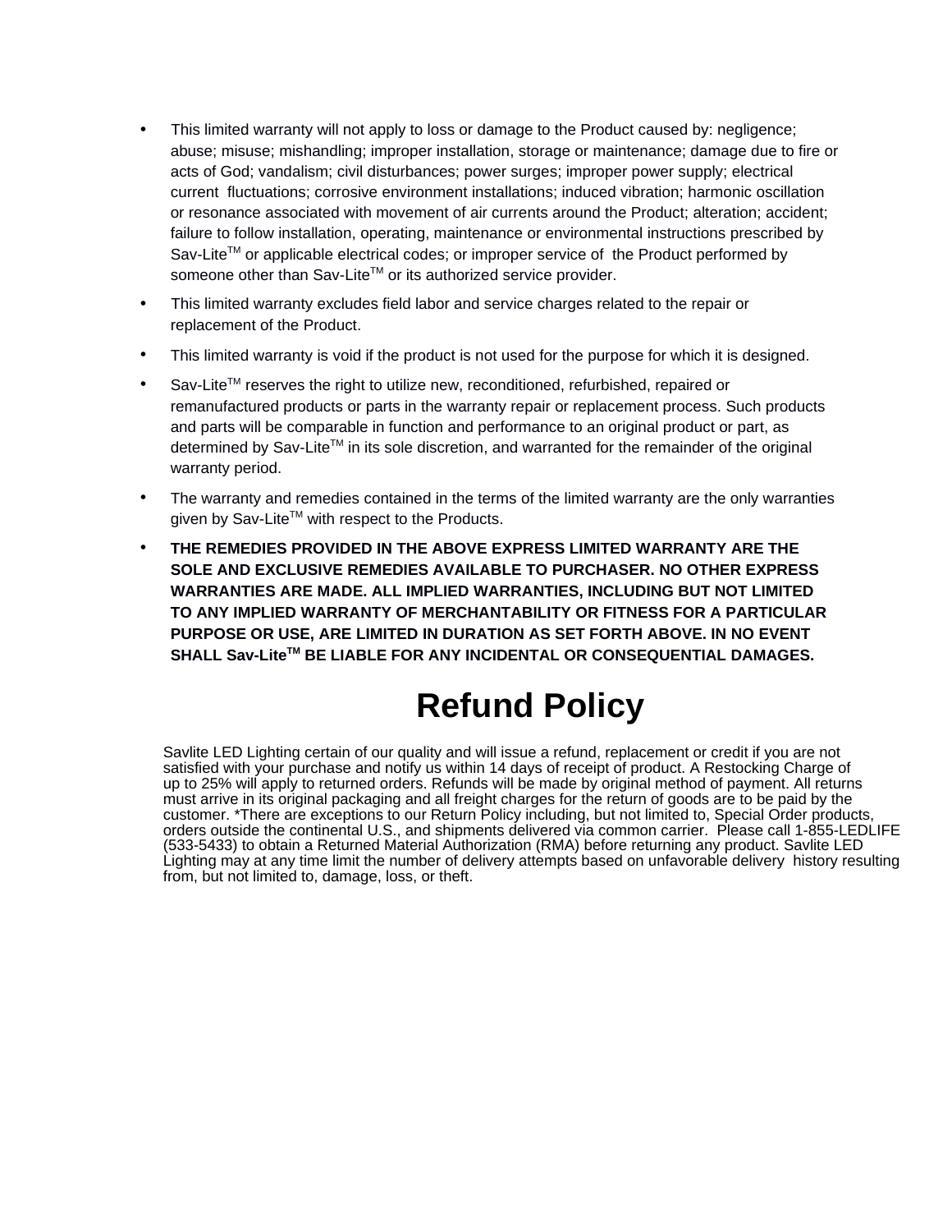- This limited warranty will not apply to loss or damage to the Product caused by: negligence; abuse; misuse; mishandling; improper installation, storage or maintenance; damage due to fire or acts of God; vandalism; civil disturbances; power surges; improper power supply; electrical current fluctuations; corrosive environment installations; induced vibration; harmonic oscillation or resonance associated with movement of air currents around the Product; alteration; accident; failure to follow installation, operating, maintenance or environmental instructions prescribed by Sav-Lite™ or applicable electrical codes; or improper service of the Product performed by someone other than Sav-Lite™ or its authorized service provider.
- This limited warranty excludes field labor and service charges related to the repair or replacement of the Product.
- This limited warranty is void if the product is not used for the purpose for which it is designed.
- Sav-Lite™ reserves the right to utilize new, reconditioned, refurbished, repaired or remanufactured products or parts in the warranty repair or replacement process. Such products and parts will be comparable in function and performance to an original product or part, as determined by Sav-Lite™ in its sole discretion, and warranted for the remainder of the original warranty period.
- The warranty and remedies contained in the terms of the limited warranty are the only warranties given by Sav-Lite™ with respect to the Products.
- **THE REMEDIES PROVIDED IN THE ABOVE EXPRESS LIMITED WARRANTY ARE THE SOLE AND EXCLUSIVE REMEDIES AVAILABLE TO PURCHASER. NO OTHER EXPRESS WARRANTIES ARE MADE. ALL IMPLIED WARRANTIES, INCLUDING BUT NOT LIMITED TO ANY IMPLIED WARRANTY OF MERCHANTABILITY OR FITNESS FOR A PARTICULAR PURPOSE OR USE, ARE LIMITED IN DURATION AS SET FORTH ABOVE. IN NO EVENT SHALL Sav-Lite™ BE LIABLE FOR ANY INCIDENTAL OR CONSEQUENTIAL DAMAGES.**

# Refund Policy

Savlite LED Lighting certain of our quality and will issue a refund, replacement or credit if you are not satisfied with your purchase and notify us within 14 days of receipt of product. A Restocking Charge of up to 25% will apply to returned orders. Refunds will be made by original method of payment. All returns must arrive in its original packaging and all freight charges for the return of goods are to be paid by the customer. *There are exceptions to our Return Policy including, but not limited to, Special Order products, orders outside the continental U.S., and shipments delivered via common carrier. Please call 1-855-LEDLIFE (533-5433) to obtain a Returned Material Authorization (RMA) before returning any product. Savlite LED Lighting may at any time limit the number of delivery attempts based on unfavorable delivery history resulting from, but not limited to, damage, loss, or theft.